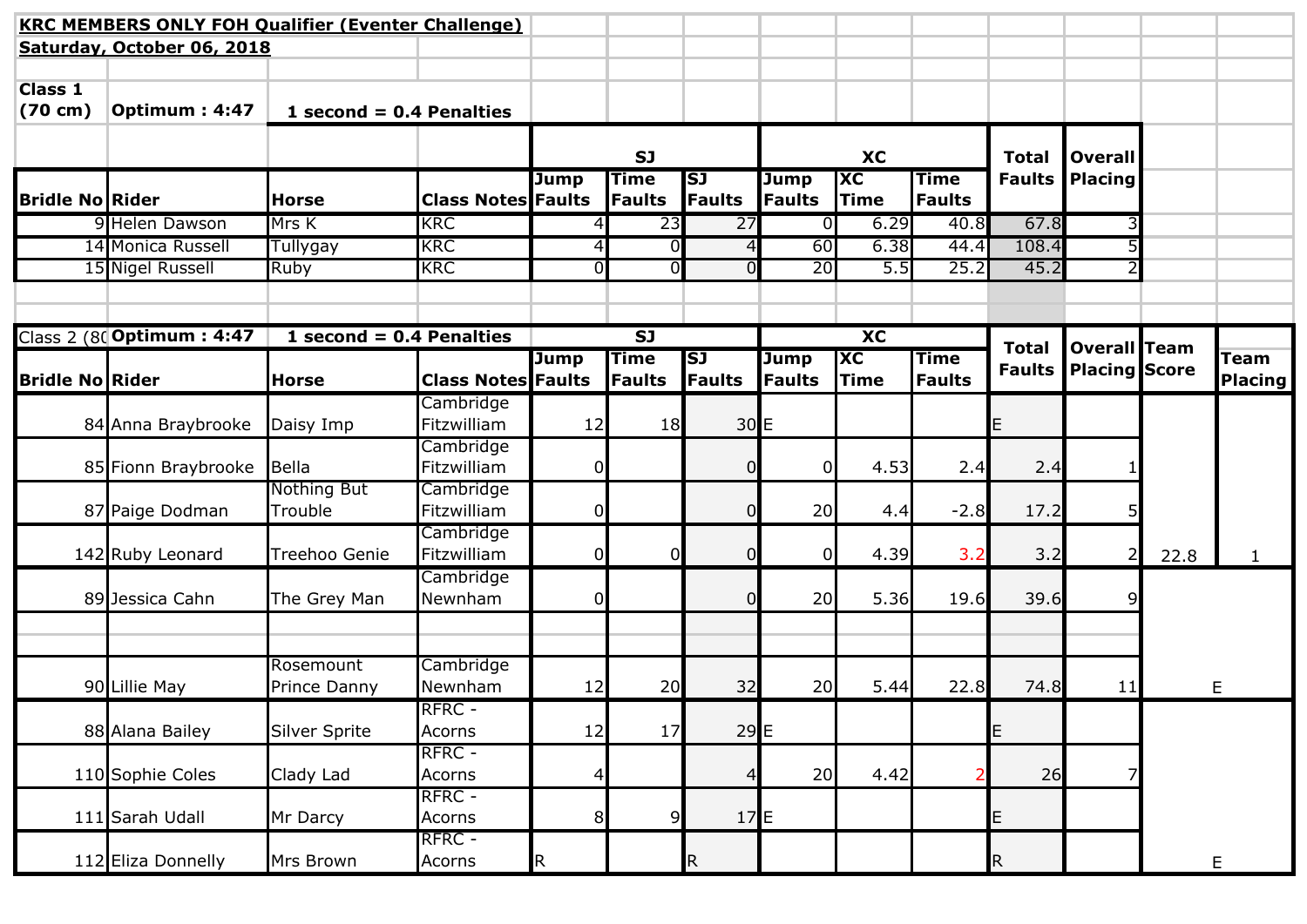**KRC MEMBERS ONLY FOH Qualifier (Eventer Challenge)**

**Saturday, October 06, 2018**

**Class 1 (70 cm)** **Optimum : 4:47** **1 second = 0.4 Penalties**

| | | | | SJ | | | XC | | | Total Faults | Overall Placing |
|---|---|---|---|---|---|---|---|---|---|---|---|
| **Bridle No** | **Rider** | **Horse** | **Class Notes** | **Jump Faults** | **Time Faults** | **SJ Faults** | **Jump Faults** | **XC Time** | **Time Faults** | | |
| 9 | Helen Dawson | Mrs K | KRC | 4 | 23 | 27 | 0 | 6.29 | 40.8 | 67.8 | 3 |
| 14 | Monica Russell | Tullygay | KRC | 4 | 0 | 4 | 60 | 6.38 | 44.4 | 108.4 | 5 |
| 15 | Nigel Russell | Ruby | KRC | 0 | 0 | 0 | 20 | 5.5 | 25.2 | 45.2 | 2 |

| Class 2 (80 | **Optimum : 4:47** | **1 second = 0.4 Penalties** | | SJ | | | XC | | | Total Faults | Overall Placing | Team Score | Team Placing |
|---|---|---|---|---|---|---|---|---|---|---|---|---|---|
| **Bridle No** | **Rider** | **Horse** | **Class Notes** | **Jump Faults** | **Time Faults** | **SJ Faults** | **Jump Faults** | **XC Time** | **Time Faults** | | | | |
| 84 | Anna Braybrooke | Daisy Imp | Cambridge Fitzwilliam | 12 | 18 | 30 | E | | | E | | | |
| 85 | Fionn Braybrooke | Bella | Cambridge Fitzwilliam | 0 | | 0 | 0 | 4.53 | 2.4 | 2.4 | 1 | | |
| 87 | Paige Dodman | Nothing But Trouble | Cambridge Fitzwilliam | 0 | | 0 | 20 | 4.4 | -2.8 | 17.2 | 5 | | |
| 142 | Ruby Leonard | Treehoo Genie | Cambridge Fitzwilliam | 0 | 0 | 0 | 0 | 4.39 | 3.2 | 3.2 | 2 | 22.8 | 1 |
| 89 | Jessica Cahn | The Grey Man | Cambridge Newnham | 0 | | 0 | 20 | 5.36 | 19.6 | 39.6 | 9 | | |
| | | | | | | | | | | | | | |
| 90 | Lillie May | Rosemount Prince Danny | Cambridge Newnham | 12 | 20 | 32 | 20 | 5.44 | 22.8 | 74.8 | 11 | | E |
| 88 | Alana Bailey | Silver Sprite | RFRC - Acorns | 12 | 17 | 29 | E | | | E | | | |
| 110 | Sophie Coles | Clady Lad | RFRC - Acorns | 4 | | 4 | 20 | 4.42 | 2 | 26 | 7 | | |
| 111 | Sarah Udall | Mr Darcy | RFRC - Acorns | 8 | 9 | 17 | E | | | E | | | |
| 112 | Eliza Donnelly | Mrs Brown | RFRC - Acorns | R | | R | | | | R | | | E |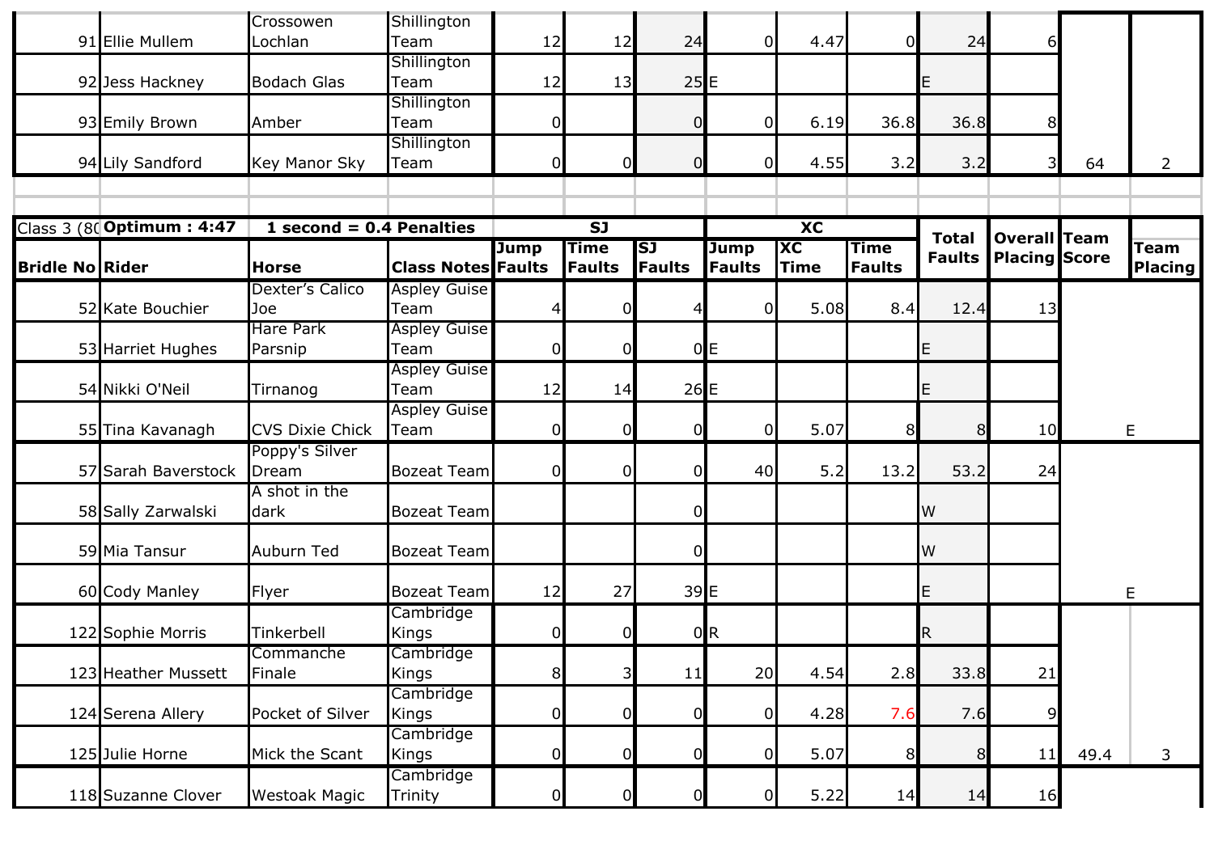| | | | | | | | | | | | | | |
|---|---|---|---|---|---|---|---|---|---|---|---|---|---|
| 91 | Ellie Mullem | Crossowen Lochlan | Shillington Team | 12 | 12 | 24 | 0 | 4.47 | 0 | 24 | 6 | | |
| 92 | Jess Hackney | Bodach Glas | Shillington Team | 12 | 13 | 25 | E | | | E | | | |
| 93 | Emily Brown | Amber | Shillington Team | 0 | | 0 | 0 | 6.19 | 36.8 | 36.8 | 8 | | |
| 94 | Lily Sandford | Key Manor Sky | Shillington Team | 0 | 0 | 0 | 0 | 4.55 | 3.2 | 3.2 | 3 | 64 | 2 |

| Class 3 (80 | Optimum : 4:47 | 1 second = 0.4 Penalties | | SJ | | | XC | | | Total Faults | Overall Placing | Team Score | Team Placing |
|---|---|---|---|---|---|---|---|---|---|---|---|---|---|
| Bridle No | Rider | Horse | Class Notes | Jump Faults | Time Faults | SJ Faults | Jump Faults | XC Time | Time Faults | | | | |
| 52 | Kate Bouchier | Dexter's Calico Joe | Aspley Guise Team | 4 | 0 | 4 | 0 | 5.08 | 8.4 | 12.4 | 13 | | |
| 53 | Harriet Hughes | Hare Park Parsnip | Aspley Guise Team | 0 | 0 | 0 | E | | | E | | | |
| 54 | Nikki O'Neil | Tirnanog | Aspley Guise Team | 12 | 14 | 26 | E | | | E | | | |
| 55 | Tina Kavanagh | CVS Dixie Chick | Aspley Guise Team | 0 | 0 | 0 | 0 | 5.07 | 8 | 8 | 10 | | E |
| 57 | Sarah Baverstock | Poppy's Silver Dream | Bozeat Team | 0 | 0 | 0 | 40 | 5.2 | 13.2 | 53.2 | 24 | | |
| 58 | Sally Zarwalski | A shot in the dark | Bozeat Team | | | 0 | | | | W | | | |
| 59 | Mia Tansur | Auburn Ted | Bozeat Team | | | 0 | | | | W | | | |
| 60 | Cody Manley | Flyer | Bozeat Team | 12 | 27 | 39 | E | | | E | | | E |
| 122 | Sophie Morris | Tinkerbell | Cambridge Kings | 0 | 0 | 0 | R | | | R | | | |
| 123 | Heather Mussett | Commanche Finale | Cambridge Kings | 8 | 3 | 11 | 20 | 4.54 | 2.8 | 33.8 | 21 | | |
| 124 | Serena Allery | Pocket of Silver | Cambridge Kings | 0 | 0 | 0 | 0 | 4.28 | 7.6 | 7.6 | 9 | | |
| 125 | Julie Horne | Mick the Scant | Cambridge Kings | 0 | 0 | 0 | 0 | 5.07 | 8 | 8 | 11 | 49.4 | 3 |
| 118 | Suzanne Clover | Westoak Magic | Cambridge Trinity | 0 | 0 | 0 | 0 | 5.22 | 14 | 14 | 16 | | |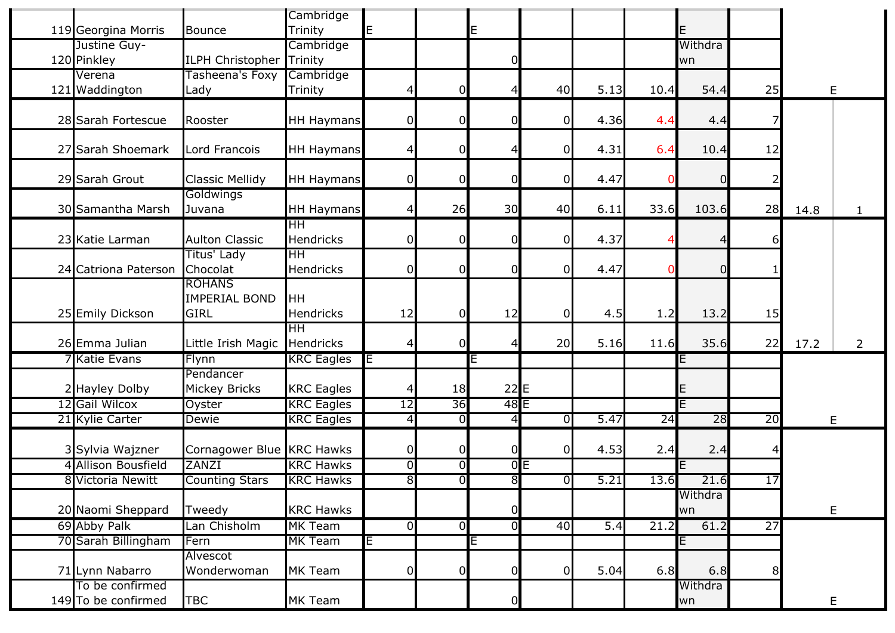| | | | | | | | | | | | | | |
|---|---|---|---|---|---|---|---|---|---|---|---|---|---|
| 119 | Georgina Morris | Bounce | Cambridge Trinity | E | | E | | | | E | | | |
| 120 | Justine Guy-Pinkley | ILPH Christopher | Cambridge Trinity | | | 0 | | | | Withdrawn | | | |
| 121 | Verena Waddington | Tasheena's Foxy Lady | Cambridge Trinity | 4 | 0 | 4 | 40 | 5.13 | 10.4 | 54.4 | 25 | | E |
| 28 | Sarah Fortescue | Rooster | HH Haymans | 0 | 0 | 0 | 0 | 4.36 | 4.4 | 4.4 | 7 | | |
| 27 | Sarah Shoemark | Lord Francois | HH Haymans | 4 | 0 | 4 | 0 | 4.31 | 6.4 | 10.4 | 12 | | |
| 29 | Sarah Grout | Classic Mellidy | HH Haymans | 0 | 0 | 0 | 0 | 4.47 | 0 | 0 | 2 | | |
| 30 | Samantha Marsh | Goldwings Juvana | HH Haymans | 4 | 26 | 30 | 40 | 6.11 | 33.6 | 103.6 | 28 | 14.8 | 1 |
| 23 | Katie Larman | Aulton Classic | HH Hendricks | 0 | 0 | 0 | 0 | 4.37 | 4 | 4 | 6 | | |
| 24 | Catriona Paterson | Titus' Lady Chocolat | HH Hendricks | 0 | 0 | 0 | 0 | 4.47 | 0 | 0 | 1 | | |
| 25 | Emily Dickson | ROHANS IMPERIAL BOND GIRL | HH Hendricks | 12 | 0 | 12 | 0 | 4.5 | 1.2 | 13.2 | 15 | | |
| 26 | Emma Julian | Little Irish Magic | HH Hendricks | 4 | 0 | 4 | 20 | 5.16 | 11.6 | 35.6 | 22 | 17.2 | 2 |
| 7 | Katie Evans | Flynn | KRC Eagles | E | | E | | | | E | | | |
| 2 | Hayley Dolby | Pendancer Mickey Bricks | KRC Eagles | 4 | 18 | 22 | E | | | E | | | |
| 12 | Gail Wilcox | Oyster | KRC Eagles | 12 | 36 | 48 | E | | | E | | | |
| 21 | Kylie Carter | Dewie | KRC Eagles | 4 | 0 | 4 | 0 | 5.47 | 24 | 28 | 20 | | E |
| 3 | Sylvia Wajzner | Cornagower Blue | KRC Hawks | 0 | 0 | 0 | 0 | 4.53 | 2.4 | 2.4 | 4 | | |
| 4 | Allison Bousfield | ZANZI | KRC Hawks | 0 | 0 | 0 | E | | | E | | | |
| 8 | Victoria Newitt | Counting Stars | KRC Hawks | 8 | 0 | 8 | 0 | 5.21 | 13.6 | 21.6 | 17 | | |
| 20 | Naomi Sheppard | Tweedy | KRC Hawks | | | 0 | | | | Withdrawn | | | E |
| 69 | Abby Palk | Lan Chisholm | MK Team | 0 | 0 | 0 | 40 | 5.4 | 21.2 | 61.2 | 27 | | |
| 70 | Sarah Billingham | Fern | MK Team | E | | E | | | | E | | | |
| 71 | Lynn Nabarro | Alvescot Wonderwoman | MK Team | 0 | 0 | 0 | 0 | 5.04 | 6.8 | 6.8 | 8 | | |
| 149 | To be confirmed To be confirmed | TBC | MK Team | | | 0 | | | | Withdrawn | | | E |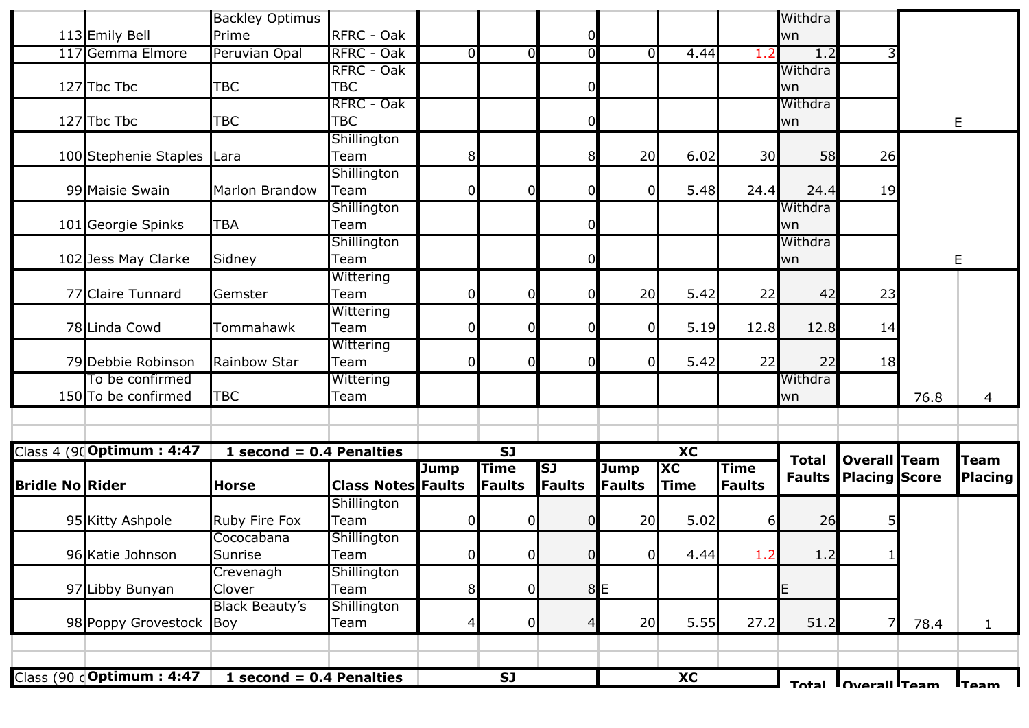| Bridle No | Rider | Horse | Class Notes | Jump Faults | Time Faults | SJ Faults | Jump Faults | XC Time | Time Faults | Total Faults | Overall Placing | Team Score | Team Placing |
|---|---|---|---|---|---|---|---|---|---|---|---|---|---|
| 113 | Emily Bell | Backley Optimus Prime | RFRC - Oak | | | 0 | | | | Withdrawn | | | |
| 117 | Gemma Elmore | Peruvian Opal | RFRC - Oak | 0 | 0 | 0 | 0 | 4.44 | 1.2 | 1.2 | 3 | | |
| 127 | Tbc Tbc | TBC | RFRC - Oak TBC | | | 0 | | | | Withdrawn | | | |
| 127 | Tbc Tbc | TBC | RFRC - Oak TBC | | | 0 | | | | Withdrawn | | E | |
| 100 | Stephenie Staples | Lara | Shillington Team | 8 | | 8 | 20 | 6.02 | 30 | 58 | 26 | | |
| 99 | Maisie Swain | Marlon Brandow | Shillington Team | 0 | 0 | 0 | 0 | 5.48 | 24.4 | 24.4 | 19 | | |
| 101 | Georgie Spinks | TBA | Shillington Team | | | 0 | | | | Withdrawn | | | |
| 102 | Jess May Clarke | Sidney | Shillington Team | | | 0 | | | | Withdrawn | | E | |
| 77 | Claire Tunnard | Gemster | Wittering Team | 0 | 0 | 0 | 20 | 5.42 | 22 | 42 | 23 | | |
| 78 | Linda Cowd | Tommahawk | Wittering Team | 0 | 0 | 0 | 0 | 5.19 | 12.8 | 12.8 | 14 | | |
| 79 | Debbie Robinson | Rainbow Star | Wittering Team | 0 | 0 | 0 | 0 | 5.42 | 22 | 22 | 18 | | |
| 150 | To be confirmed To be confirmed | TBC | Wittering Team | | | | | | | Withdrawn | | 76.8 | 4 |

| Class 4 (90 | Optimum : 4:47 | 1 second = 0.4 Penalties | | SJ | | | XC | | | | | | |
|---|---|---|---|---|---|---|---|---|---|---|---|---|---|
| Bridle No | Rider | Horse | Class Notes | Jump Faults | Time Faults | SJ Faults | Jump Faults | XC Time | Time Faults | Total Faults | Overall Placing | Team Score | Team Placing |
| 95 | Kitty Ashpole | Ruby Fire Fox | Shillington Team | 0 | 0 | 0 | 20 | 5.02 | 6 | 26 | 5 | | |
| 96 | Katie Johnson | Cococabana Sunrise | Shillington Team | 0 | 0 | 0 | 0 | 4.44 | 1.2 | 1.2 | 1 | | |
| 97 | Libby Bunyan | Crevenagh Clover | Shillington Team | 8 | 0 | 8 | E | | | E | | | |
| 98 | Poppy Grovestock | Black Beauty's Boy | Shillington Team | 4 | 0 | 4 | 20 | 5.55 | 27.2 | 51.2 | 7 | 78.4 | 1 |

| Class (90 c | Optimum : 4:47 | 1 second = 0.4 Penalties | | SJ | | | XC | | | Total | Overall | Team | Team |
|---|---|---|---|---|---|---|---|---|---|---|---|---|---|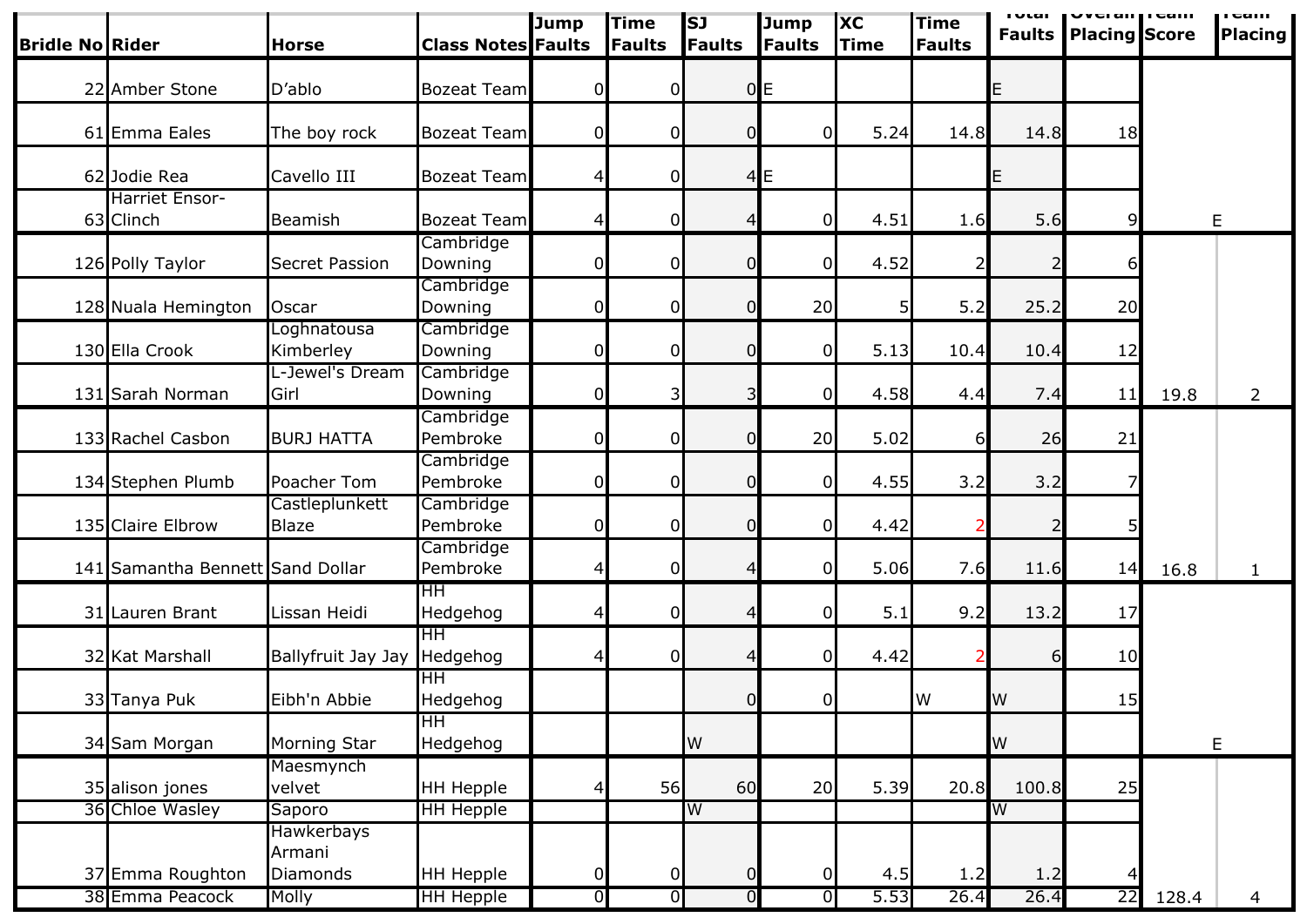| Bridle No | Rider | Horse | Class Notes | Jump Faults | Time Faults | SJ Faults | Jump Faults | XC Time | Time Faults | Total Faults | Overall Placing | Team Score | Team Placing |
|---|---|---|---|---|---|---|---|---|---|---|---|---|---|
| 22 | Amber Stone | D'ablo | Bozeat Team | 0 | 0 | 0 | E | | | E | | | |
| 61 | Emma Eales | The boy rock | Bozeat Team | 0 | 0 | 0 | 0 | 5.24 | 14.8 | 14.8 | 18 | | |
| 62 | Jodie Rea | Cavello III | Bozeat Team | 4 | 0 | 4 | E | | | E | | | |
| 63 | Harriet Ensor-Clinch | Beamish | Bozeat Team | 4 | 0 | 4 | 0 | 4.51 | 1.6 | 5.6 | 9 | E | |
| 126 | Polly Taylor | Secret Passion | Cambridge Downing | 0 | 0 | 0 | 0 | 4.52 | 2 | 2 | 6 | | |
| 128 | Nuala Hemington | Oscar | Cambridge Downing | 0 | 0 | 0 | 20 | 5 | 5.2 | 25.2 | 20 | | |
| 130 | Ella Crook | Loghnatousa Kimberley | Cambridge Downing | 0 | 0 | 0 | 0 | 5.13 | 10.4 | 10.4 | 12 | | |
| 131 | Sarah Norman | L-Jewel's Dream Girl | Cambridge Downing | 0 | 3 | 3 | 0 | 4.58 | 4.4 | 7.4 | 11 | 19.8 | 2 |
| 133 | Rachel Casbon | BURJ HATTA | Cambridge Pembroke | 0 | 0 | 0 | 20 | 5.02 | 6 | 26 | 21 | | |
| 134 | Stephen Plumb | Poacher Tom | Cambridge Pembroke | 0 | 0 | 0 | 0 | 4.55 | 3.2 | 3.2 | 7 | | |
| 135 | Claire Elbrow | Castleplunkett Blaze | Cambridge Pembroke | 0 | 0 | 0 | 0 | 4.42 | 2 | 2 | 5 | | |
| 141 | Samantha Bennett | Sand Dollar | Cambridge Pembroke | 4 | 0 | 4 | 0 | 5.06 | 7.6 | 11.6 | 14 | 16.8 | 1 |
| 31 | Lauren Brant | Lissan Heidi | HH Hedgehog | 4 | 0 | 4 | 0 | 5.1 | 9.2 | 13.2 | 17 | | |
| 32 | Kat Marshall | Ballyfruit Jay Jay | HH Hedgehog | 4 | 0 | 4 | 0 | 4.42 | 2 | 6 | 10 | | |
| 33 | Tanya Puk | Eibh'n Abbie | HH Hedgehog | | | 0 | 0 | | W | W | 15 | | |
| 34 | Sam Morgan | Morning Star | HH Hedgehog | | | W | | | | W | | E | |
| 35 | alison jones | Maesmynch velvet | HH Hepple | 4 | 56 | 60 | 20 | 5.39 | 20.8 | 100.8 | 25 | | |
| 36 | Chloe Wasley | Saporo | HH Hepple | | | W | | | | W | | | |
| 37 | Emma Roughton | Hawkerbays Armani Diamonds | HH Hepple | 0 | 0 | 0 | 0 | 4.5 | 1.2 | 1.2 | 4 | | |
| 38 | Emma Peacock | Molly | HH Hepple | 0 | 0 | 0 | 0 | 5.53 | 26.4 | 26.4 | 22 | 128.4 | 4 |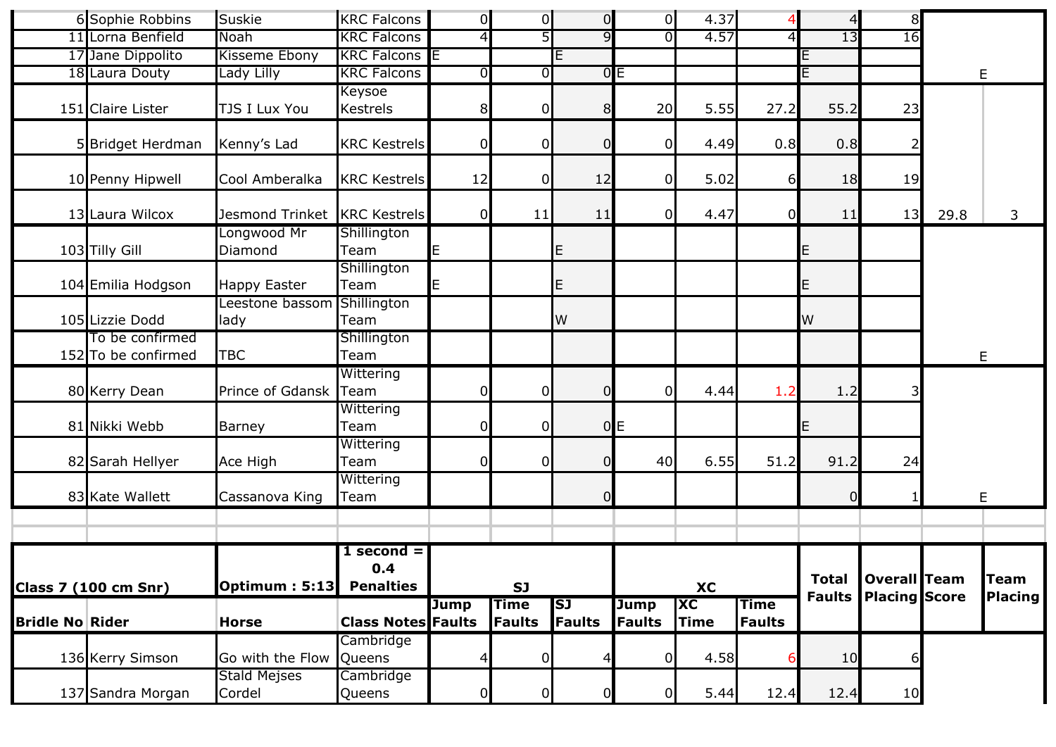| | | | | | | | | | | | | | |
|---|---|---|---|---|---|---|---|---|---|---|---|---|---|
| 6 | Sophie Robbins | Suskie | KRC Falcons | 0 | 0 | 0 | 0 | 4.37 | 4 | 4 | 8 | | |
| 11 | Lorna Benfield | Noah | KRC Falcons | 4 | 5 | 9 | 0 | 4.57 | 4 | 13 | 16 | | |
| 17 | Jane Dippolito | Kisseme Ebony | KRC Falcons | E | | E | | | | E | | | |
| 18 | Laura Douty | Lady Lilly | KRC Falcons | 0 | 0 | 0 | E | | | E | | | E |
| 151 | Claire Lister | TJS I Lux You | Keysoe Kestrels | 8 | 0 | 8 | 20 | 5.55 | 27.2 | 55.2 | 23 | | |
| 5 | Bridget Herdman | Kenny's Lad | KRC Kestrels | 0 | 0 | 0 | 0 | 4.49 | 0.8 | 0.8 | 2 | | |
| 10 | Penny Hipwell | Cool Amberalka | KRC Kestrels | 12 | 0 | 12 | 0 | 5.02 | 6 | 18 | 19 | | |
| 13 | Laura Wilcox | Jesmond Trinket | KRC Kestrels | 0 | 11 | 11 | 0 | 4.47 | 0 | 11 | 13 | 29.8 | 3 |
| 103 | Tilly Gill | Longwood Mr Diamond | Shillington Team | E | | E | | | | E | | | |
| 104 | Emilia Hodgson | Happy Easter | Shillington Team | E | | E | | | | E | | | |
| 105 | Lizzie Dodd | Leestone bassom lady | Shillington Team | | | W | | | | W | | | |
| 152 | To be confirmed To be confirmed | TBC | Shillington Team | | | | | | | | | | E |
| 80 | Kerry Dean | Prince of Gdansk | Wittering Team | 0 | 0 | 0 | 0 | 4.44 | 1.2 | 1.2 | 3 | | |
| 81 | Nikki Webb | Barney | Wittering Team | 0 | 0 | 0 | E | | | E | | | |
| 82 | Sarah Hellyer | Ace High | Wittering Team | 0 | 0 | 0 | 40 | 6.55 | 51.2 | 91.2 | 24 | | |
| 83 | Kate Wallett | Cassanova King | Wittering Team | | | 0 | | | | 0 | 1 | | E |

| Class 7 (100 cm Snr) | | Optimum : 5:13 | 1 second = 0.4 Penalties | SJ | | | XC | | | Total Faults | Overall Placing | Team Score | Team Placing |
|---|---|---|---|---|---|---|---|---|---|---|---|---|---|
| Bridle No | Rider | Horse | Class Notes | Jump Faults | Time Faults | SJ Faults | Jump Faults | XC Time | Time Faults | | | | |
| 136 | Kerry Simson | Go with the Flow | Cambridge Queens | 4 | 0 | 4 | 0 | 4.58 | 6 | 10 | 6 | | |
| 137 | Sandra Morgan | Stald Mejses Cordel | Cambridge Queens | 0 | 0 | 0 | 0 | 5.44 | 12.4 | 12.4 | 10 | | |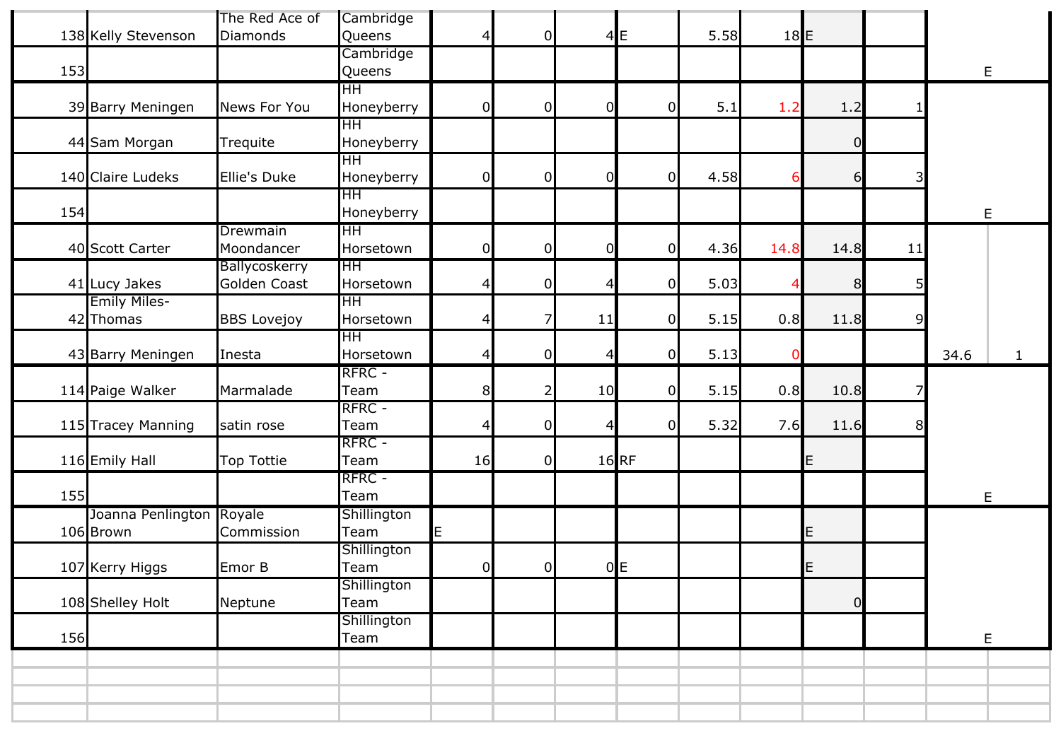| | | | | | | | | | | | | | |
|---|---|---|---|---|---|---|---|---|---|---|---|---|---|
| 138 | Kelly Stevenson | The Red Ace of Diamonds | Cambridge Queens | 4 | 0 | 4 | E | 5.58 | 18 | E | | | |
| 153 | | | Cambridge Queens | | | | | | | | | E | |
| 39 | Barry Meningen | News For You | HH Honeyberry | 0 | 0 | 0 | 0 | 5.1 | 1.2 | 1.2 | 1 | | |
| 44 | Sam Morgan | Trequite | HH Honeyberry | | | | | | | 0 | | | |
| 140 | Claire Ludeks | Ellie's Duke | HH Honeyberry | 0 | 0 | 0 | 0 | 4.58 | 6 | 6 | 3 | | |
| 154 | | | HH Honeyberry | | | | | | | | | E | |
| 40 | Scott Carter | Drewmain Moondancer | HH Horsetown | 0 | 0 | 0 | 0 | 4.36 | 14.8 | 14.8 | 11 | | |
| 41 | Lucy Jakes | Ballycoskerry Golden Coast | HH Horsetown | 4 | 0 | 4 | 0 | 5.03 | 4 | 8 | 5 | | |
| 42 | Emily Miles-Thomas | BBS Lovejoy | HH Horsetown | 4 | 7 | 11 | 0 | 5.15 | 0.8 | 11.8 | 9 | | |
| 43 | Barry Meningen | Inesta | HH Horsetown | 4 | 0 | 4 | 0 | 5.13 | 0 | | | 34.6 | 1 |
| 114 | Paige Walker | Marmalade | RFRC - Team | 8 | 2 | 10 | 0 | 5.15 | 0.8 | 10.8 | 7 | | |
| 115 | Tracey Manning | satin rose | RFRC - Team | 4 | 0 | 4 | 0 | 5.32 | 7.6 | 11.6 | 8 | | |
| 116 | Emily Hall | Top Tottie | RFRC - Team | 16 | 0 | 16 | RF | | | E | | | |
| 155 | | | RFRC - Team | | | | | | | | | E | |
| 106 | Joanna Penlington Brown | Royale Commission | Shillington Team | E | | | | | | E | | | |
| 107 | Kerry Higgs | Emor B | Shillington Team | 0 | 0 | 0 | E | | | E | | | |
| 108 | Shelley Holt | Neptune | Shillington Team | | | | | | | 0 | | | |
| 156 | | | Shillington Team | | | | | | | | | E | |